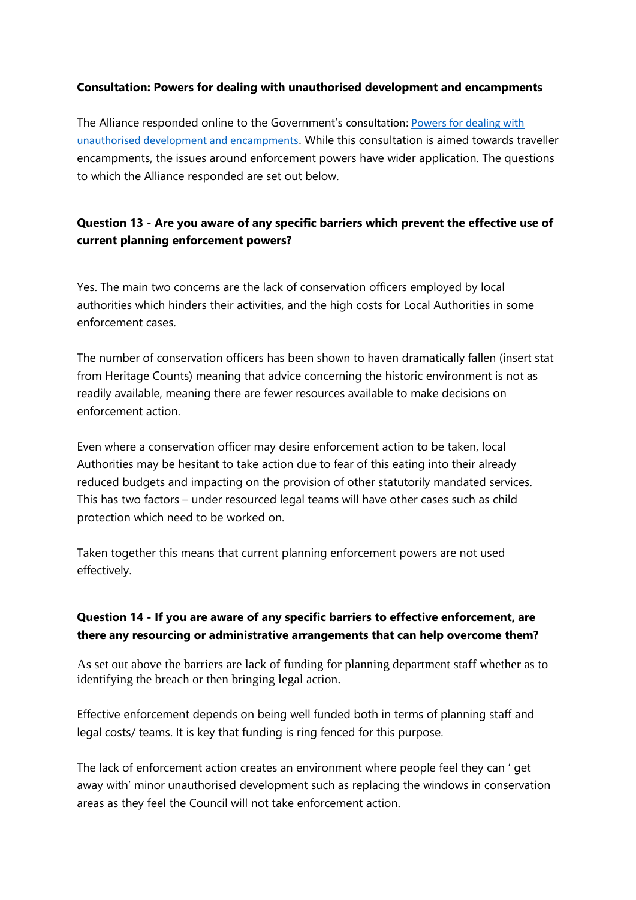**Consultation: Powers for dealing with unauthorised development and encampments**

The Alliance responded online to the Government's consultation: [Powers for dealing with unauthorised development and encampments](). While this consultation is aimed towards traveller encampments, the issues around enforcement powers have wider application. The questions to which the Alliance responded are set out below.

**Question 13 - Are you aware of any specific barriers which prevent the effective use of current planning enforcement powers?**

Yes. The main two concerns are the lack of conservation officers employed by local authorities which hinders their activities, and the high costs for Local Authorities in some enforcement cases.

The number of conservation officers has been shown to haven dramatically fallen (insert stat from Heritage Counts) meaning that advice concerning the historic environment is not as readily available, meaning there are fewer resources available to make decisions on enforcement action.

Even where a conservation officer may desire enforcement action to be taken, local Authorities may be hesitant to take action due to fear of this eating into their already reduced budgets and impacting on the provision of other statutorily mandated services. This has two factors – under resourced legal teams will have other cases such as child protection which need to be worked on.

Taken together this means that current planning enforcement powers are not used effectively.

**Question 14 - If you are aware of any specific barriers to effective enforcement, are there any resourcing or administrative arrangements that can help overcome them?**

As set out above the barriers are lack of funding for planning department staff whether as to identifying the breach or then bringing legal action.

Effective enforcement depends on being well funded both in terms of planning staff and legal costs/ teams. It is key that funding is ring fenced for this purpose.

The lack of enforcement action creates an environment where people feel they can ' get away with' minor unauthorised development such as replacing the windows in conservation areas as they feel the Council will not take enforcement action.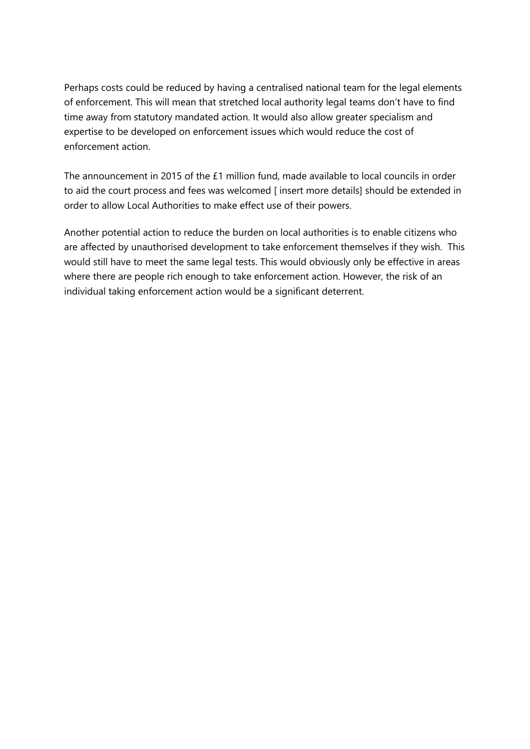Perhaps costs could be reduced by having a centralised national team for the legal elements of enforcement. This will mean that stretched local authority legal teams don't have to find time away from statutory mandated action. It would also allow greater specialism and expertise to be developed on enforcement issues which would reduce the cost of enforcement action.

The announcement in 2015 of the £1 million fund, made available to local councils in order to aid the court process and fees was welcomed [ insert more details] should be extended in order to allow Local Authorities to make effect use of their powers.

Another potential action to reduce the burden on local authorities is to enable citizens who are affected by unauthorised development to take enforcement themselves if they wish. This would still have to meet the same legal tests. This would obviously only be effective in areas where there are people rich enough to take enforcement action. However, the risk of an individual taking enforcement action would be a significant deterrent.